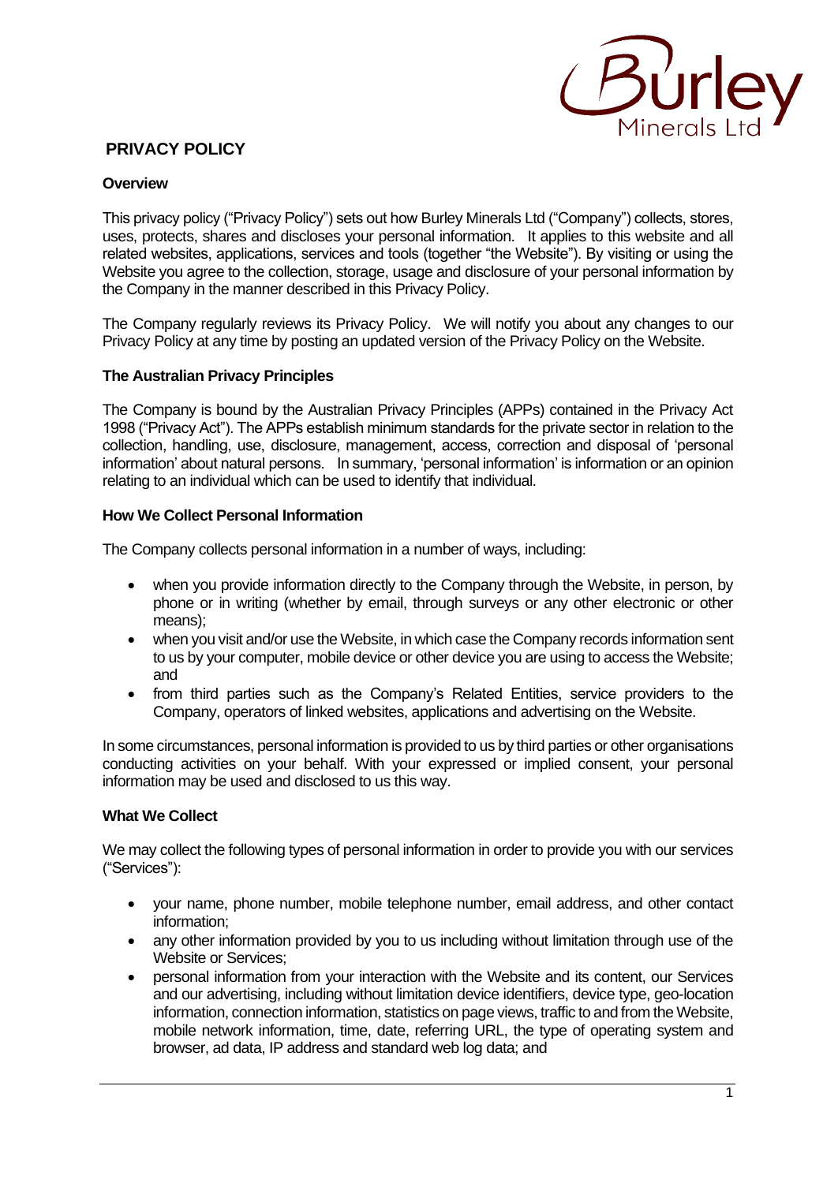# PRIVACY POLICY

## Overview

This privacy policy ("Privacy Policy") sets out how Burley Minerals Ltd ("Company") collects, stores, uses, protects, shares and discloses your personal information. It applies to this website and all related websites, applications, services and tools (together "the Website"). By visiting or using the Website you agree to the collection, storage, usage and disclosure of your personal information by the Company in the manner described in this Privacy Policy.

The Company regularly reviews its Privacy Policy. We will notify you about any changes to our Privacy Policy at any time by posting an updated version of the Privacy Policy on the Website.

## The Australian Privacy Principles

The Company is bound by the Australian Privacy Principles (APPs) contained in the Privacy Act 1998 ("Privacy Act"). The APPs establish minimum standards for the private sector in relation to the collection, handling, use, disclosure, management, access, correction and disposal of 'personal information' about natural persons. In summary, 'personal information' is information or an opinion relating to an individual which can be used to identify that individual.

## How We Collect Personal Information

The Company collects personal information in a number of ways, including:

- when you provide information directly to the Company through the Website, in person, by phone or in writing (whether by email, through surveys or any other electronic or other means);
- when you visit and/or use the Website, in which case the Company records information sent to us by your computer, mobile device or other device you are using to access the Website; and
- from third parties such as the Company's Related Entities, service providers to the Company, operators of linked websites, applications and advertising on the Website.

In some circumstances, personal information is provided to us by third parties or other organisations conducting activities on your behalf. With your expressed or implied consent, your personal information may be used and disclosed to us this way.

## What We Collect

We may collect the following types of personal information in order to provide you with our services ("Services"):

- your name, phone number, mobile telephone number, email address, and other contact information;
- any other information provided by you to us including without limitation through use of the Website or Services;
- personal information from your interaction with the Website and its content, our Services and our advertising, including without limitation device identifiers, device type, geo-location information, connection information, statistics on page views, traffic to and from the Website, mobile network information, time, date, referring URL, the type of operating system and browser, ad data, IP address and standard web log data; and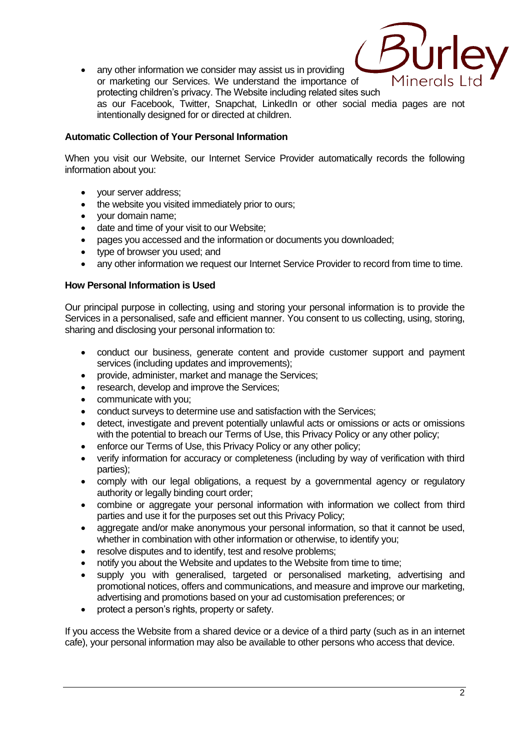- any other information we consider may assist us in providing or marketing our Services. We understand the importance of protecting children's privacy. The Website including related sites such as our Facebook, Twitter, Snapchat, LinkedIn or other social media pages are not intentionally designed for or directed at children.

**Automatic Collection of Your Personal Information**

When you visit our Website, our Internet Service Provider automatically records the following information about you:

- your server address;
- the website you visited immediately prior to ours;
- your domain name;
- date and time of your visit to our Website;
- pages you accessed and the information or documents you downloaded;
- type of browser you used; and
- any other information we request our Internet Service Provider to record from time to time.

**How Personal Information is Used**

Our principal purpose in collecting, using and storing your personal information is to provide the Services in a personalised, safe and efficient manner. You consent to us collecting, using, storing, sharing and disclosing your personal information to:

- conduct our business, generate content and provide customer support and payment services (including updates and improvements);
- provide, administer, market and manage the Services;
- research, develop and improve the Services;
- communicate with you;
- conduct surveys to determine use and satisfaction with the Services;
- detect, investigate and prevent potentially unlawful acts or omissions or acts or omissions with the potential to breach our Terms of Use, this Privacy Policy or any other policy;
- enforce our Terms of Use, this Privacy Policy or any other policy;
- verify information for accuracy or completeness (including by way of verification with third parties);
- comply with our legal obligations, a request by a governmental agency or regulatory authority or legally binding court order;
- combine or aggregate your personal information with information we collect from third parties and use it for the purposes set out this Privacy Policy;
- aggregate and/or make anonymous your personal information, so that it cannot be used, whether in combination with other information or otherwise, to identify you;
- resolve disputes and to identify, test and resolve problems;
- notify you about the Website and updates to the Website from time to time;
- supply you with generalised, targeted or personalised marketing, advertising and promotional notices, offers and communications, and measure and improve our marketing, advertising and promotions based on your ad customisation preferences; or
- protect a person's rights, property or safety.

If you access the Website from a shared device or a device of a third party (such as in an internet cafe), your personal information may also be available to other persons who access that device.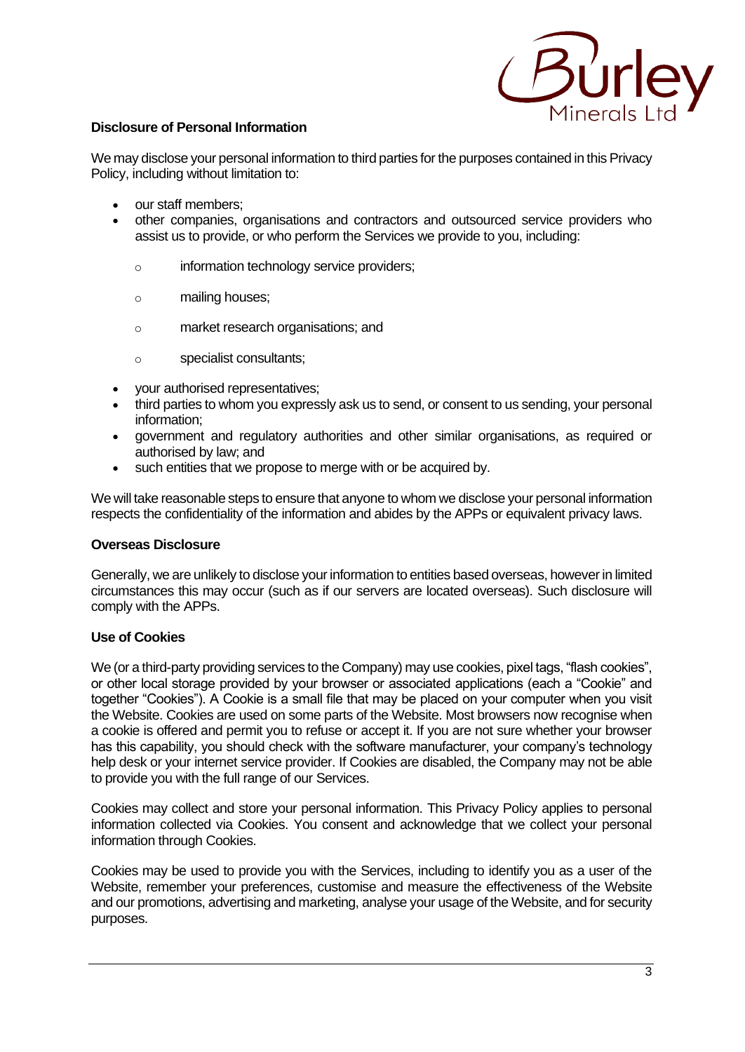**Disclosure of Personal Information**

We may disclose your personal information to third parties for the purposes contained in this Privacy Policy, including without limitation to:

- our staff members;
- other companies, organisations and contractors and outsourced service providers who assist us to provide, or who perform the Services we provide to you, including:
  - information technology service providers;
  - mailing houses;
  - market research organisations; and
  - specialist consultants;
- your authorised representatives;
- third parties to whom you expressly ask us to send, or consent to us sending, your personal information;
- government and regulatory authorities and other similar organisations, as required or authorised by law; and
- such entities that we propose to merge with or be acquired by.

We will take reasonable steps to ensure that anyone to whom we disclose your personal information respects the confidentiality of the information and abides by the APPs or equivalent privacy laws.

**Overseas Disclosure**

Generally, we are unlikely to disclose your information to entities based overseas, however in limited circumstances this may occur (such as if our servers are located overseas). Such disclosure will comply with the APPs.

**Use of Cookies**

We (or a third-party providing services to the Company) may use cookies, pixel tags, "flash cookies", or other local storage provided by your browser or associated applications (each a "Cookie" and together "Cookies"). A Cookie is a small file that may be placed on your computer when you visit the Website. Cookies are used on some parts of the Website. Most browsers now recognise when a cookie is offered and permit you to refuse or accept it. If you are not sure whether your browser has this capability, you should check with the software manufacturer, your company's technology help desk or your internet service provider. If Cookies are disabled, the Company may not be able to provide you with the full range of our Services.

Cookies may collect and store your personal information. This Privacy Policy applies to personal information collected via Cookies. You consent and acknowledge that we collect your personal information through Cookies.

Cookies may be used to provide you with the Services, including to identify you as a user of the Website, remember your preferences, customise and measure the effectiveness of the Website and our promotions, advertising and marketing, analyse your usage of the Website, and for security purposes.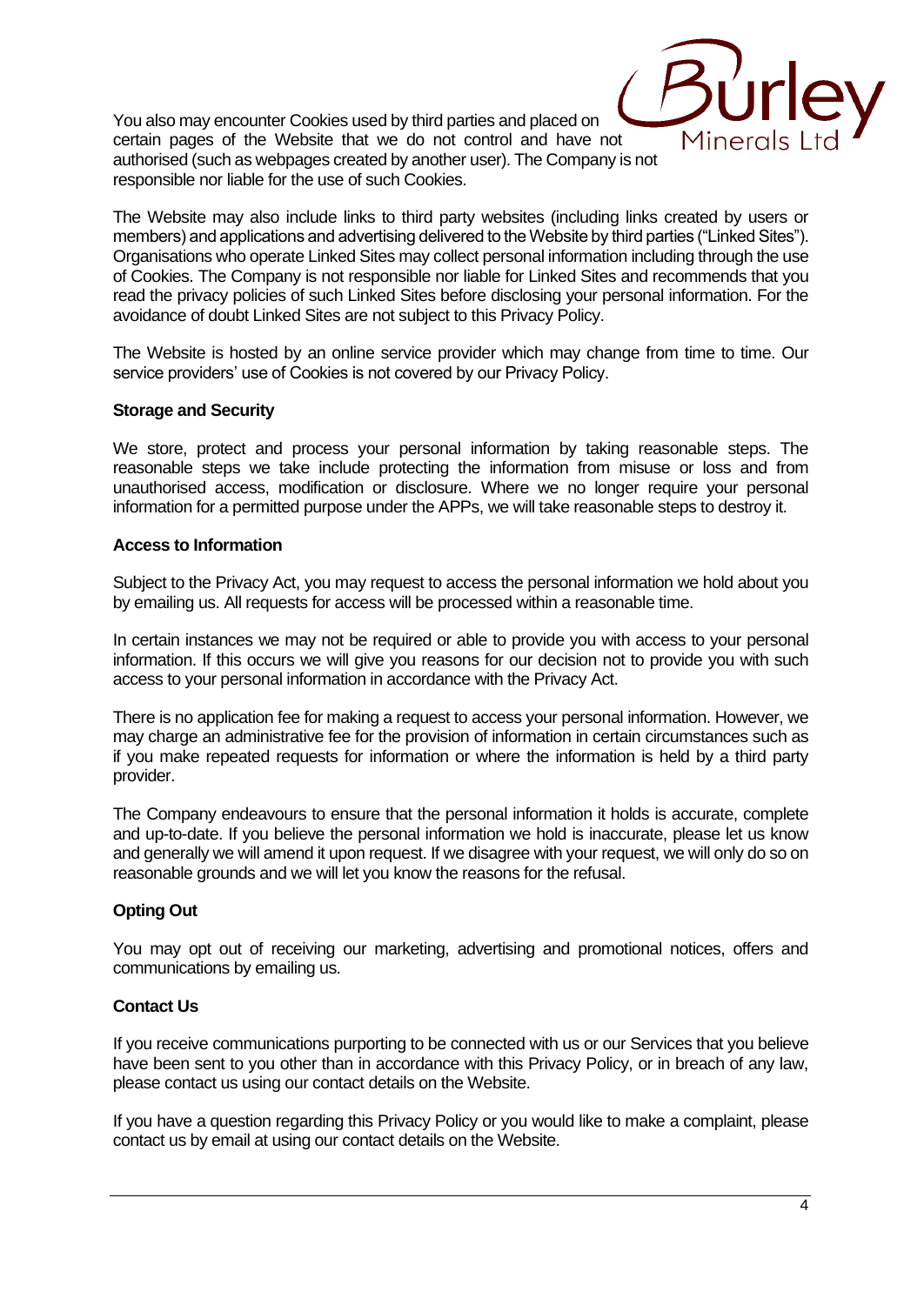You also may encounter Cookies used by third parties and placed on certain pages of the Website that we do not control and have not authorised (such as webpages created by another user). The Company is not responsible nor liable for the use of such Cookies.

The Website may also include links to third party websites (including links created by users or members) and applications and advertising delivered to the Website by third parties ("Linked Sites"). Organisations who operate Linked Sites may collect personal information including through the use of Cookies. The Company is not responsible nor liable for Linked Sites and recommends that you read the privacy policies of such Linked Sites before disclosing your personal information. For the avoidance of doubt Linked Sites are not subject to this Privacy Policy.

The Website is hosted by an online service provider which may change from time to time. Our service providers' use of Cookies is not covered by our Privacy Policy.

**Storage and Security**

We store, protect and process your personal information by taking reasonable steps. The reasonable steps we take include protecting the information from misuse or loss and from unauthorised access, modification or disclosure. Where we no longer require your personal information for a permitted purpose under the APPs, we will take reasonable steps to destroy it.

**Access to Information**

Subject to the Privacy Act, you may request to access the personal information we hold about you by emailing us. All requests for access will be processed within a reasonable time.

In certain instances we may not be required or able to provide you with access to your personal information. If this occurs we will give you reasons for our decision not to provide you with such access to your personal information in accordance with the Privacy Act.

There is no application fee for making a request to access your personal information. However, we may charge an administrative fee for the provision of information in certain circumstances such as if you make repeated requests for information or where the information is held by a third party provider.

The Company endeavours to ensure that the personal information it holds is accurate, complete and up-to-date. If you believe the personal information we hold is inaccurate, please let us know and generally we will amend it upon request. If we disagree with your request, we will only do so on reasonable grounds and we will let you know the reasons for the refusal.

**Opting Out**

You may opt out of receiving our marketing, advertising and promotional notices, offers and communications by emailing us.

**Contact Us**

If you receive communications purporting to be connected with us or our Services that you believe have been sent to you other than in accordance with this Privacy Policy, or in breach of any law, please contact us using our contact details on the Website.

If you have a question regarding this Privacy Policy or you would like to make a complaint, please contact us by email at using our contact details on the Website.